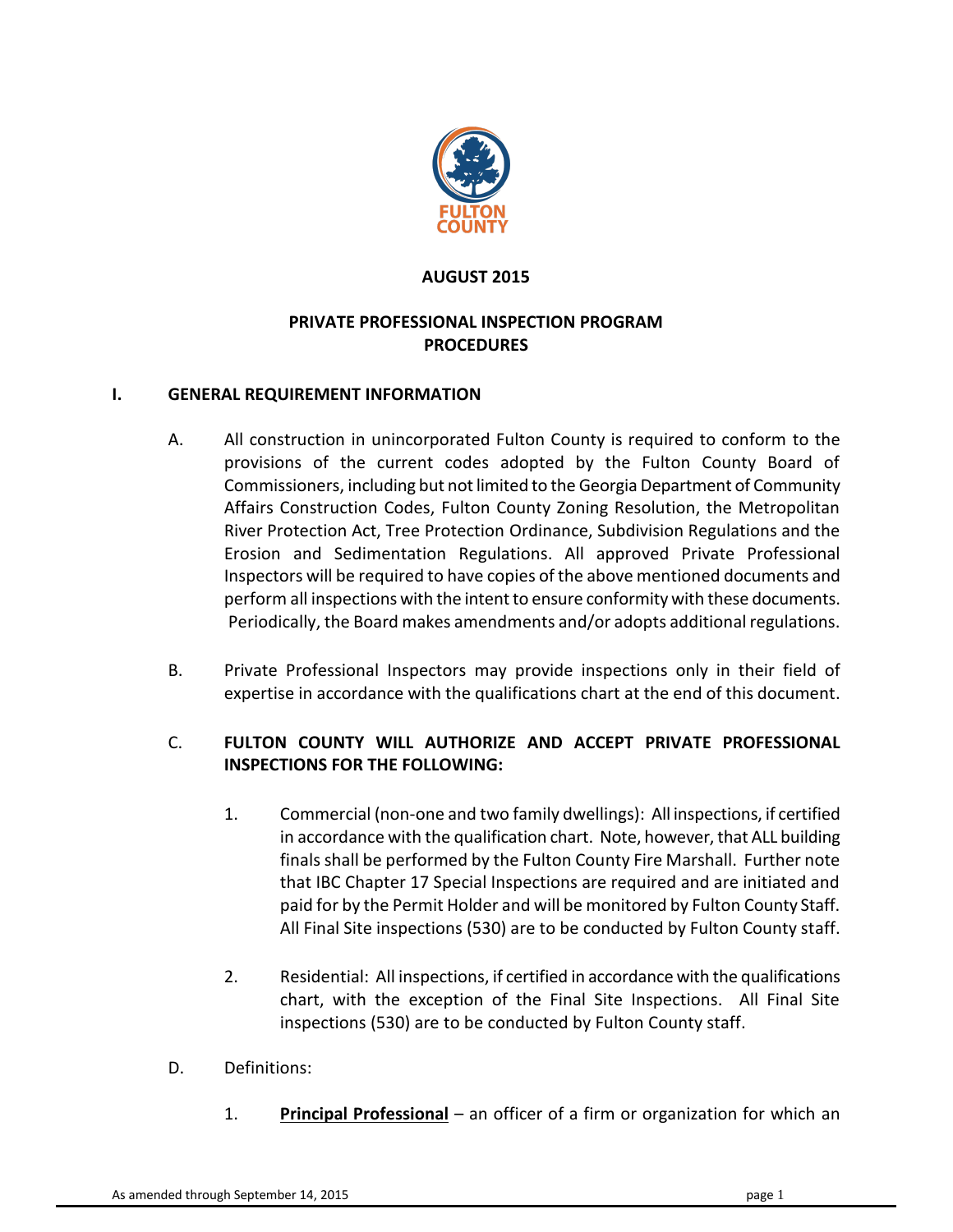FULTON COUNTY

**AUGUST 2015**

# PRIVATE PROFESSIONAL INSPECTION PROGRAM PROCEDURES

## I. GENERAL REQUIREMENT INFORMATION

A. All construction in unincorporated Fulton County is required to conform to the provisions of the current codes adopted by the Fulton County Board of Commissioners, including but not limited to the Georgia Department of Community Affairs Construction Codes, Fulton County Zoning Resolution, the Metropolitan River Protection Act, Tree Protection Ordinance, Subdivision Regulations and the Erosion and Sedimentation Regulations. All approved Private Professional Inspectors will be required to have copies of the above mentioned documents and perform all inspections with the intent to ensure conformity with these documents. Periodically, the Board makes amendments and/or adopts additional regulations.

B. Private Professional Inspectors may provide inspections only in their field of expertise in accordance with the qualifications chart at the end of this document.

C. **FULTON COUNTY WILL AUTHORIZE AND ACCEPT PRIVATE PROFESSIONAL INSPECTIONS FOR THE FOLLOWING:**

1. Commercial (non-one and two family dwellings): All inspections, if certified in accordance with the qualification chart. Note, however, that ALL building finals shall be performed by the Fulton County Fire Marshall. Further note that IBC Chapter 17 Special Inspections are required and are initiated and paid for by the Permit Holder and will be monitored by Fulton County Staff. All Final Site inspections (530) are to be conducted by Fulton County staff.

2. Residential: All inspections, if certified in accordance with the qualifications chart, with the exception of the Final Site Inspections. All Final Site inspections (530) are to be conducted by Fulton County staff.

D. Definitions:

1. **Principal Professional** – an officer of a firm or organization for which an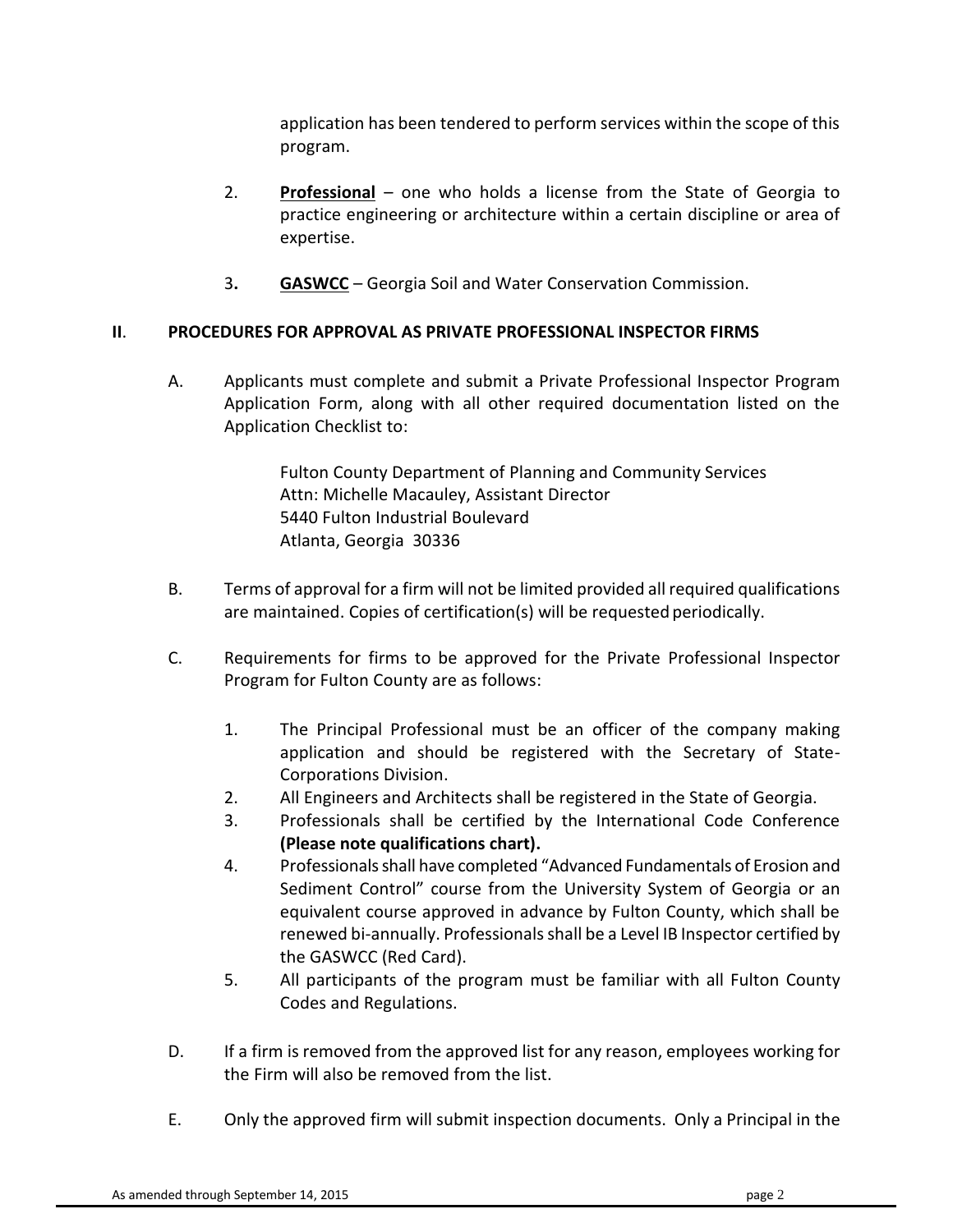application has been tendered to perform services within the scope of this program.

2. **Professional** – one who holds a license from the State of Georgia to practice engineering or architecture within a certain discipline or area of expertise.

3. **GASWCC** – Georgia Soil and Water Conservation Commission.

## II. PROCEDURES FOR APPROVAL AS PRIVATE PROFESSIONAL INSPECTOR FIRMS

A. Applicants must complete and submit a Private Professional Inspector Program Application Form, along with all other required documentation listed on the Application Checklist to:

   Fulton County Department of Planning and Community Services
   Attn: Michelle Macauley, Assistant Director
   5440 Fulton Industrial Boulevard
   Atlanta, Georgia 30336

B. Terms of approval for a firm will not be limited provided all required qualifications are maintained. Copies of certification(s) will be requested periodically.

C. Requirements for firms to be approved for the Private Professional Inspector Program for Fulton County are as follows:

   1. The Principal Professional must be an officer of the company making application and should be registered with the Secretary of State-Corporations Division.
   2. All Engineers and Architects shall be registered in the State of Georgia.
   3. Professionals shall be certified by the International Code Conference **(Please note qualifications chart).**
   4. Professionals shall have completed "Advanced Fundamentals of Erosion and Sediment Control" course from the University System of Georgia or an equivalent course approved in advance by Fulton County, which shall be renewed bi-annually. Professionals shall be a Level IB Inspector certified by the GASWCC (Red Card).
   5. All participants of the program must be familiar with all Fulton County Codes and Regulations.

D. If a firm is removed from the approved list for any reason, employees working for the Firm will also be removed from the list.

E. Only the approved firm will submit inspection documents. Only a Principal in the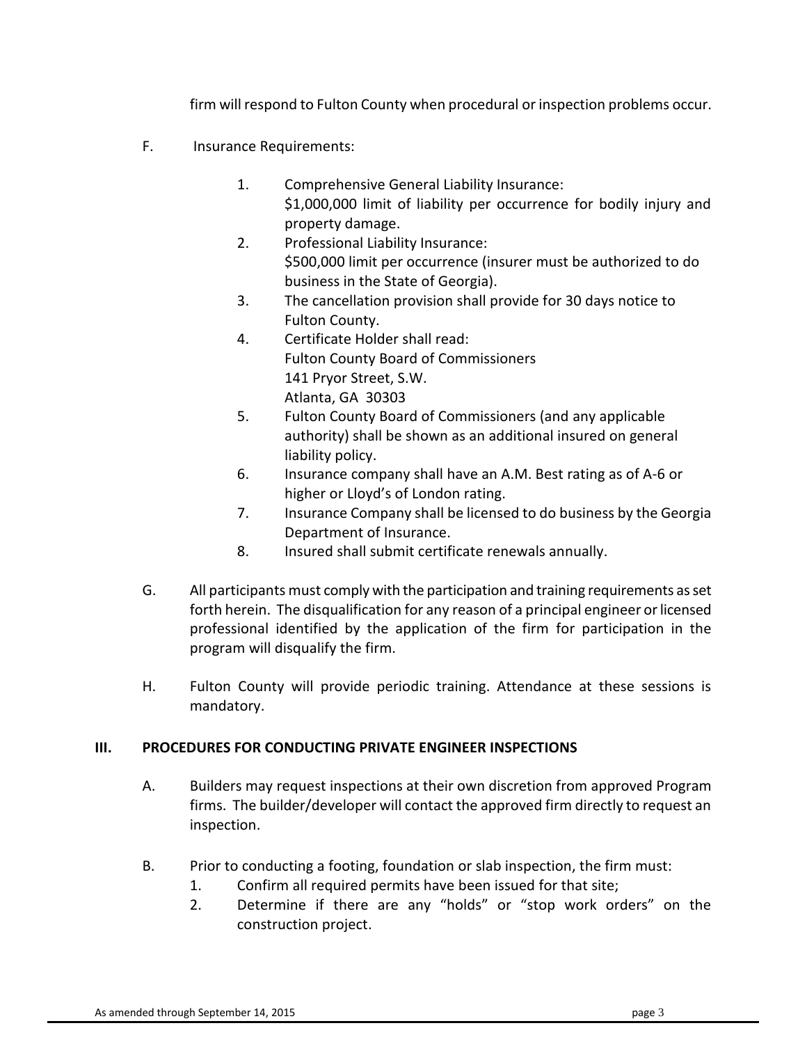firm will respond to Fulton County when procedural or inspection problems occur.

F. Insurance Requirements:

   1. Comprehensive General Liability Insurance:
      $1,000,000 limit of liability per occurrence for bodily injury and property damage.
   2. Professional Liability Insurance:
      $500,000 limit per occurrence (insurer must be authorized to do business in the State of Georgia).
   3. The cancellation provision shall provide for 30 days notice to Fulton County.
   4. Certificate Holder shall read:
      Fulton County Board of Commissioners
      141 Pryor Street, S.W.
      Atlanta, GA 30303
   5. Fulton County Board of Commissioners (and any applicable authority) shall be shown as an additional insured on general liability policy.
   6. Insurance company shall have an A.M. Best rating as of A-6 or higher or Lloyd's of London rating.
   7. Insurance Company shall be licensed to do business by the Georgia Department of Insurance.
   8. Insured shall submit certificate renewals annually.

G. All participants must comply with the participation and training requirements as set forth herein. The disqualification for any reason of a principal engineer or licensed professional identified by the application of the firm for participation in the program will disqualify the firm.

H. Fulton County will provide periodic training. Attendance at these sessions is mandatory.

## III. PROCEDURES FOR CONDUCTING PRIVATE ENGINEER INSPECTIONS

A. Builders may request inspections at their own discretion from approved Program firms. The builder/developer will contact the approved firm directly to request an inspection.

B. Prior to conducting a footing, foundation or slab inspection, the firm must:
   1. Confirm all required permits have been issued for that site;
   2. Determine if there are any "holds" or "stop work orders" on the construction project.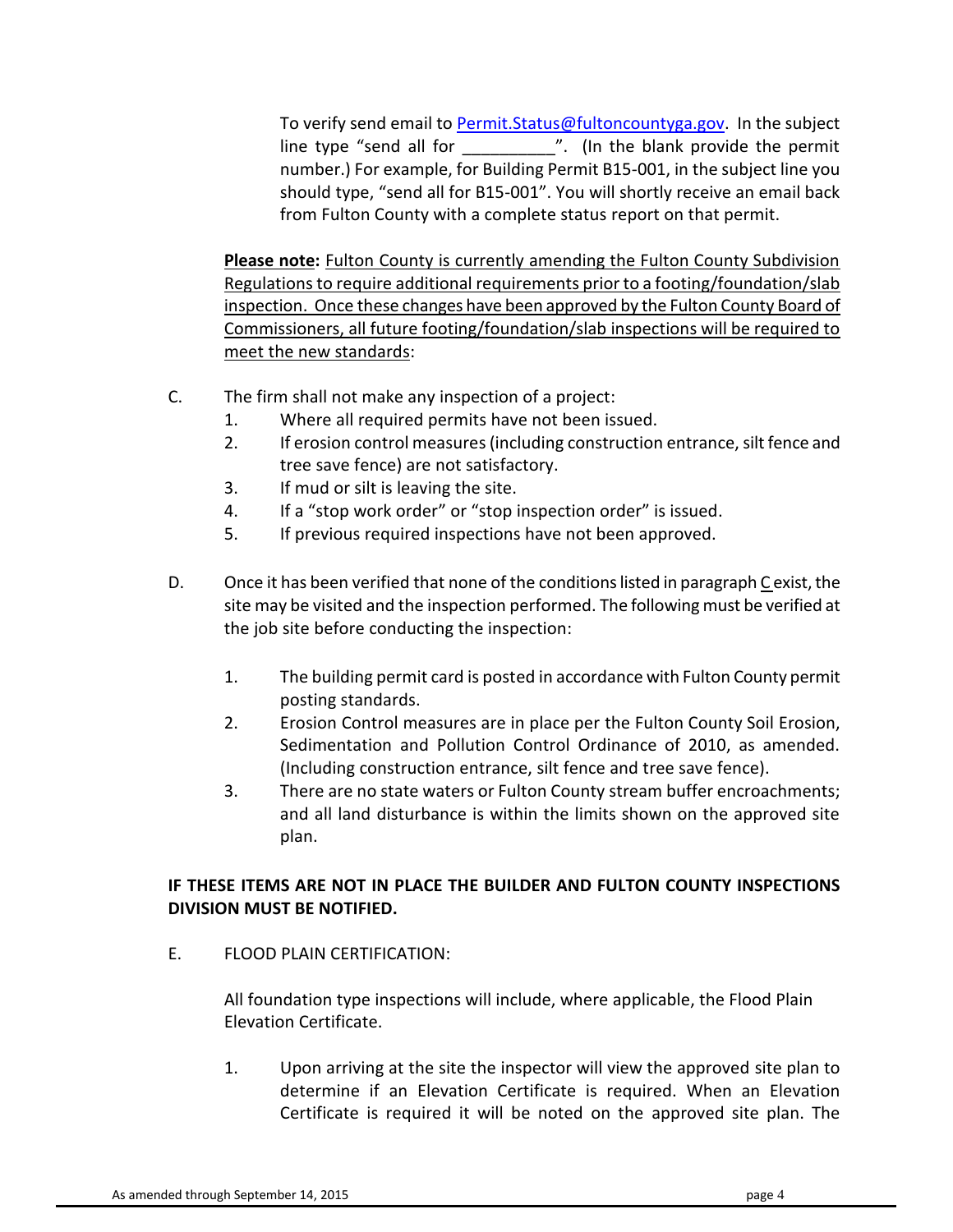To verify send email to Permit.Status@fultoncountyga.gov. In the subject line type "send all for __________". (In the blank provide the permit number.) For example, for Building Permit B15-001, in the subject line you should type, "send all for B15-001". You will shortly receive an email back from Fulton County with a complete status report on that permit.

**Please note:** Fulton County is currently amending the Fulton County Subdivision Regulations to require additional requirements prior to a footing/foundation/slab inspection. Once these changes have been approved by the Fulton County Board of Commissioners, all future footing/foundation/slab inspections will be required to meet the new standards:

C. The firm shall not make any inspection of a project:
   1. Where all required permits have not been issued.
   2. If erosion control measures (including construction entrance, silt fence and tree save fence) are not satisfactory.
   3. If mud or silt is leaving the site.
   4. If a "stop work order" or "stop inspection order" is issued.
   5. If previous required inspections have not been approved.

D. Once it has been verified that none of the conditions listed in paragraph C exist, the site may be visited and the inspection performed. The following must be verified at the job site before conducting the inspection:

   1. The building permit card is posted in accordance with Fulton County permit posting standards.
   2. Erosion Control measures are in place per the Fulton County Soil Erosion, Sedimentation and Pollution Control Ordinance of 2010, as amended. (Including construction entrance, silt fence and tree save fence).
   3. There are no state waters or Fulton County stream buffer encroachments; and all land disturbance is within the limits shown on the approved site plan.

**IF THESE ITEMS ARE NOT IN PLACE THE BUILDER AND FULTON COUNTY INSPECTIONS DIVISION MUST BE NOTIFIED.**

E. FLOOD PLAIN CERTIFICATION:

   All foundation type inspections will include, where applicable, the Flood Plain Elevation Certificate.

   1. Upon arriving at the site the inspector will view the approved site plan to determine if an Elevation Certificate is required. When an Elevation Certificate is required it will be noted on the approved site plan. The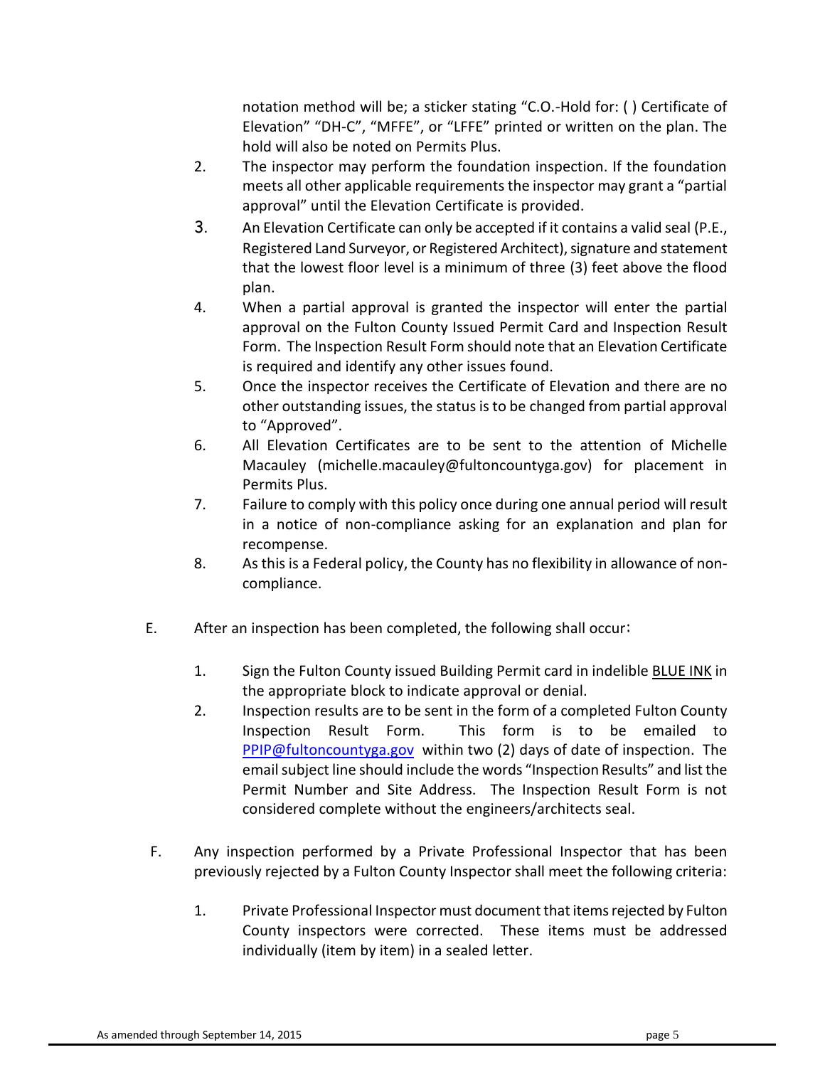notation method will be; a sticker stating "C.O.-Hold for: ( ) Certificate of Elevation" "DH-C", "MFFE", or "LFFE" printed or written on the plan. The hold will also be noted on Permits Plus.

2. The inspector may perform the foundation inspection. If the foundation meets all other applicable requirements the inspector may grant a "partial approval" until the Elevation Certificate is provided.
3. An Elevation Certificate can only be accepted if it contains a valid seal (P.E., Registered Land Surveyor, or Registered Architect), signature and statement that the lowest floor level is a minimum of three (3) feet above the flood plan.
4. When a partial approval is granted the inspector will enter the partial approval on the Fulton County Issued Permit Card and Inspection Result Form. The Inspection Result Form should note that an Elevation Certificate is required and identify any other issues found.
5. Once the inspector receives the Certificate of Elevation and there are no other outstanding issues, the status is to be changed from partial approval to "Approved".
6. All Elevation Certificates are to be sent to the attention of Michelle Macauley (michelle.macauley@fultoncountyga.gov) for placement in Permits Plus.
7. Failure to comply with this policy once during one annual period will result in a notice of non-compliance asking for an explanation and plan for recompense.
8. As this is a Federal policy, the County has no flexibility in allowance of non-compliance.

E. After an inspection has been completed, the following shall occur:

1. Sign the Fulton County issued Building Permit card in indelible <u>BLUE INK</u> in the appropriate block to indicate approval or denial.
2. Inspection results are to be sent in the form of a completed Fulton County Inspection Result Form. This form is to be emailed to PPIP@fultoncountyga.gov within two (2) days of date of inspection. The email subject line should include the words "Inspection Results" and list the Permit Number and Site Address. The Inspection Result Form is not considered complete without the engineers/architects seal.

F. Any inspection performed by a Private Professional Inspector that has been previously rejected by a Fulton County Inspector shall meet the following criteria:

1. Private Professional Inspector must document that items rejected by Fulton County inspectors were corrected. These items must be addressed individually (item by item) in a sealed letter.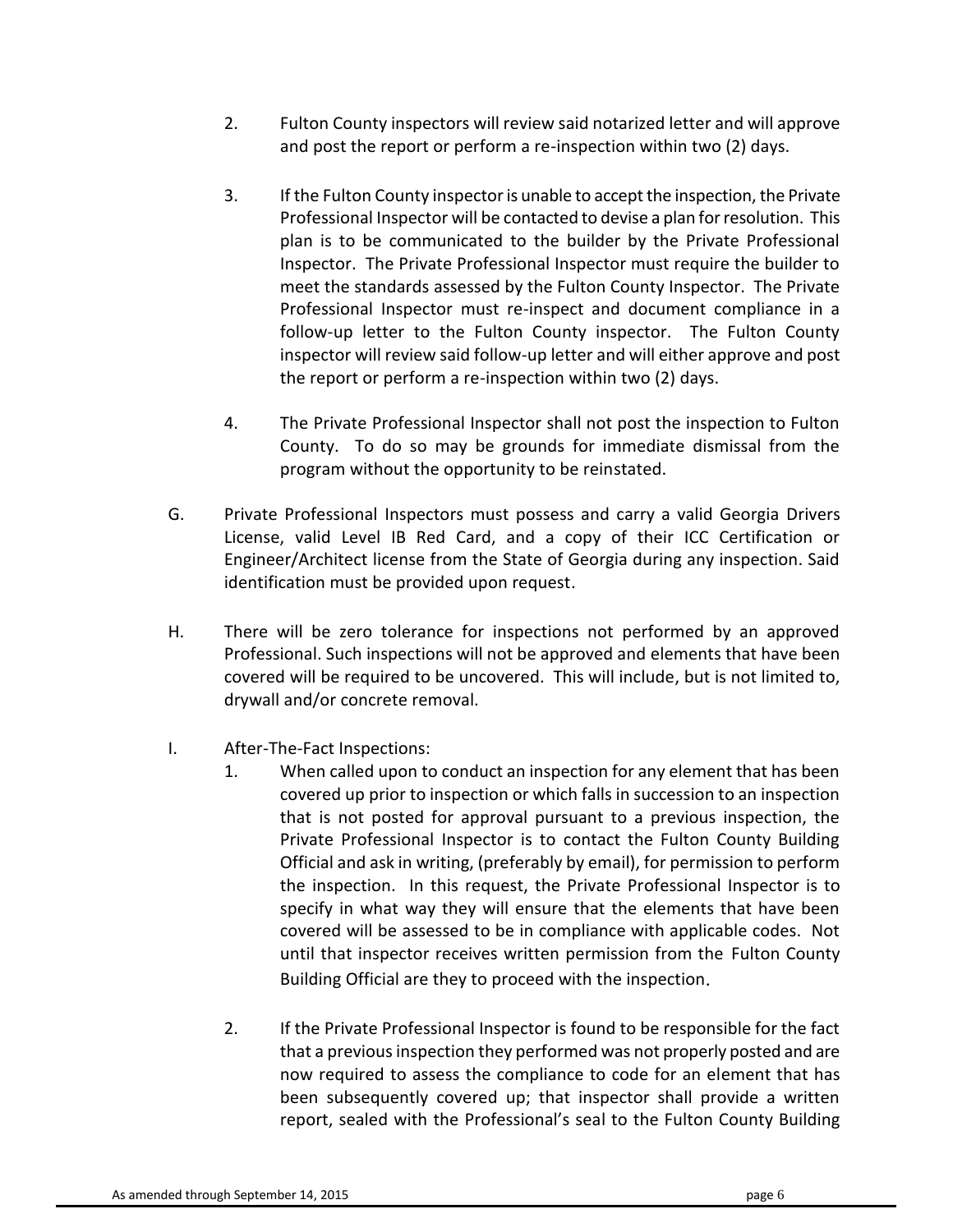2. Fulton County inspectors will review said notarized letter and will approve and post the report or perform a re-inspection within two (2) days.

3. If the Fulton County inspector is unable to accept the inspection, the Private Professional Inspector will be contacted to devise a plan for resolution. This plan is to be communicated to the builder by the Private Professional Inspector. The Private Professional Inspector must require the builder to meet the standards assessed by the Fulton County Inspector. The Private Professional Inspector must re-inspect and document compliance in a follow-up letter to the Fulton County inspector. The Fulton County inspector will review said follow-up letter and will either approve and post the report or perform a re-inspection within two (2) days.

4. The Private Professional Inspector shall not post the inspection to Fulton County. To do so may be grounds for immediate dismissal from the program without the opportunity to be reinstated.

G. Private Professional Inspectors must possess and carry a valid Georgia Drivers License, valid Level IB Red Card, and a copy of their ICC Certification or Engineer/Architect license from the State of Georgia during any inspection. Said identification must be provided upon request.

H. There will be zero tolerance for inspections not performed by an approved Professional. Such inspections will not be approved and elements that have been covered will be required to be uncovered. This will include, but is not limited to, drywall and/or concrete removal.

I. After-The-Fact Inspections:

1. When called upon to conduct an inspection for any element that has been covered up prior to inspection or which falls in succession to an inspection that is not posted for approval pursuant to a previous inspection, the Private Professional Inspector is to contact the Fulton County Building Official and ask in writing, (preferably by email), for permission to perform the inspection. In this request, the Private Professional Inspector is to specify in what way they will ensure that the elements that have been covered will be assessed to be in compliance with applicable codes. Not until that inspector receives written permission from the Fulton County Building Official are they to proceed with the inspection.

2. If the Private Professional Inspector is found to be responsible for the fact that a previous inspection they performed was not properly posted and are now required to assess the compliance to code for an element that has been subsequently covered up; that inspector shall provide a written report, sealed with the Professional's seal to the Fulton County Building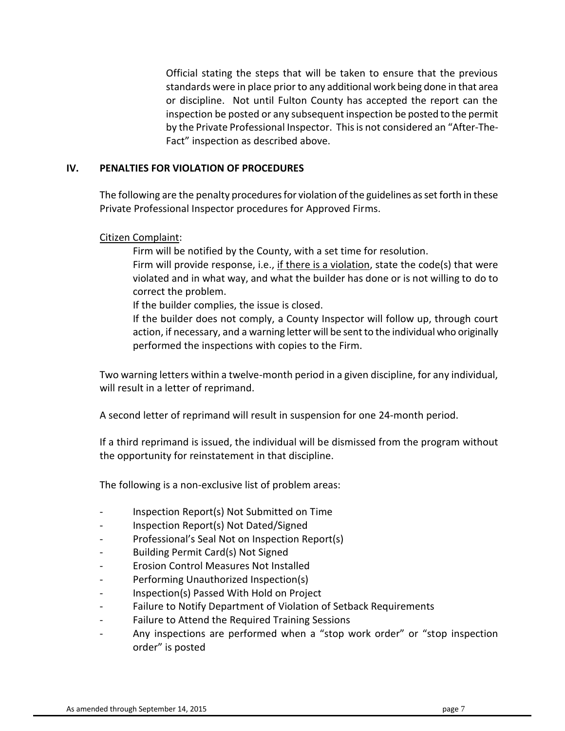Official stating the steps that will be taken to ensure that the previous standards were in place prior to any additional work being done in that area or discipline. Not until Fulton County has accepted the report can the inspection be posted or any subsequent inspection be posted to the permit by the Private Professional Inspector. This is not considered an "After-The-Fact" inspection as described above.

## IV. PENALTIES FOR VIOLATION OF PROCEDURES

The following are the penalty procedures for violation of the guidelines as set forth in these Private Professional Inspector procedures for Approved Firms.

Citizen Complaint:

Firm will be notified by the County, with a set time for resolution.

Firm will provide response, i.e., if there is a violation, state the code(s) that were violated and in what way, and what the builder has done or is not willing to do to correct the problem.

If the builder complies, the issue is closed.

If the builder does not comply, a County Inspector will follow up, through court action, if necessary, and a warning letter will be sent to the individual who originally performed the inspections with copies to the Firm.

Two warning letters within a twelve-month period in a given discipline, for any individual, will result in a letter of reprimand.

A second letter of reprimand will result in suspension for one 24-month period.

If a third reprimand is issued, the individual will be dismissed from the program without the opportunity for reinstatement in that discipline.

The following is a non-exclusive list of problem areas:

- Inspection Report(s) Not Submitted on Time
- Inspection Report(s) Not Dated/Signed
- Professional's Seal Not on Inspection Report(s)
- Building Permit Card(s) Not Signed
- Erosion Control Measures Not Installed
- Performing Unauthorized Inspection(s)
- Inspection(s) Passed With Hold on Project
- Failure to Notify Department of Violation of Setback Requirements
- Failure to Attend the Required Training Sessions
- Any inspections are performed when a "stop work order" or "stop inspection order" is posted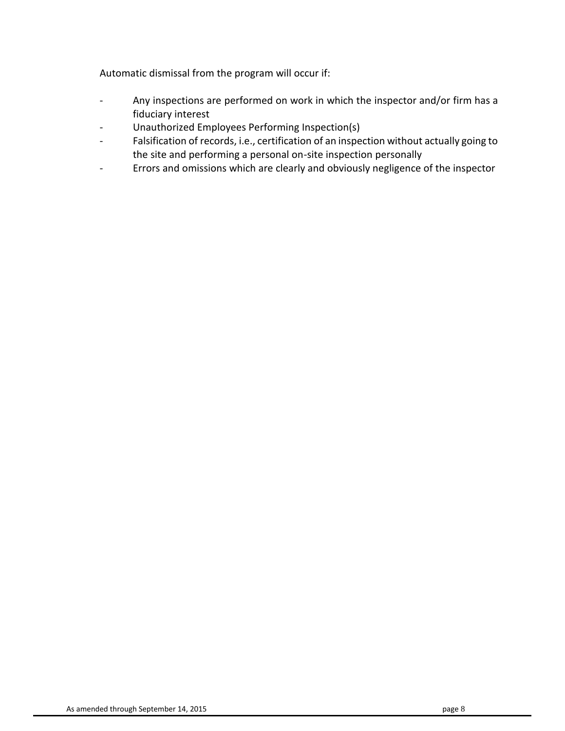Automatic dismissal from the program will occur if:

- Any inspections are performed on work in which the inspector and/or firm has a fiduciary interest
- Unauthorized Employees Performing Inspection(s)
- Falsification of records, i.e., certification of an inspection without actually going to the site and performing a personal on-site inspection personally
- Errors and omissions which are clearly and obviously negligence of the inspector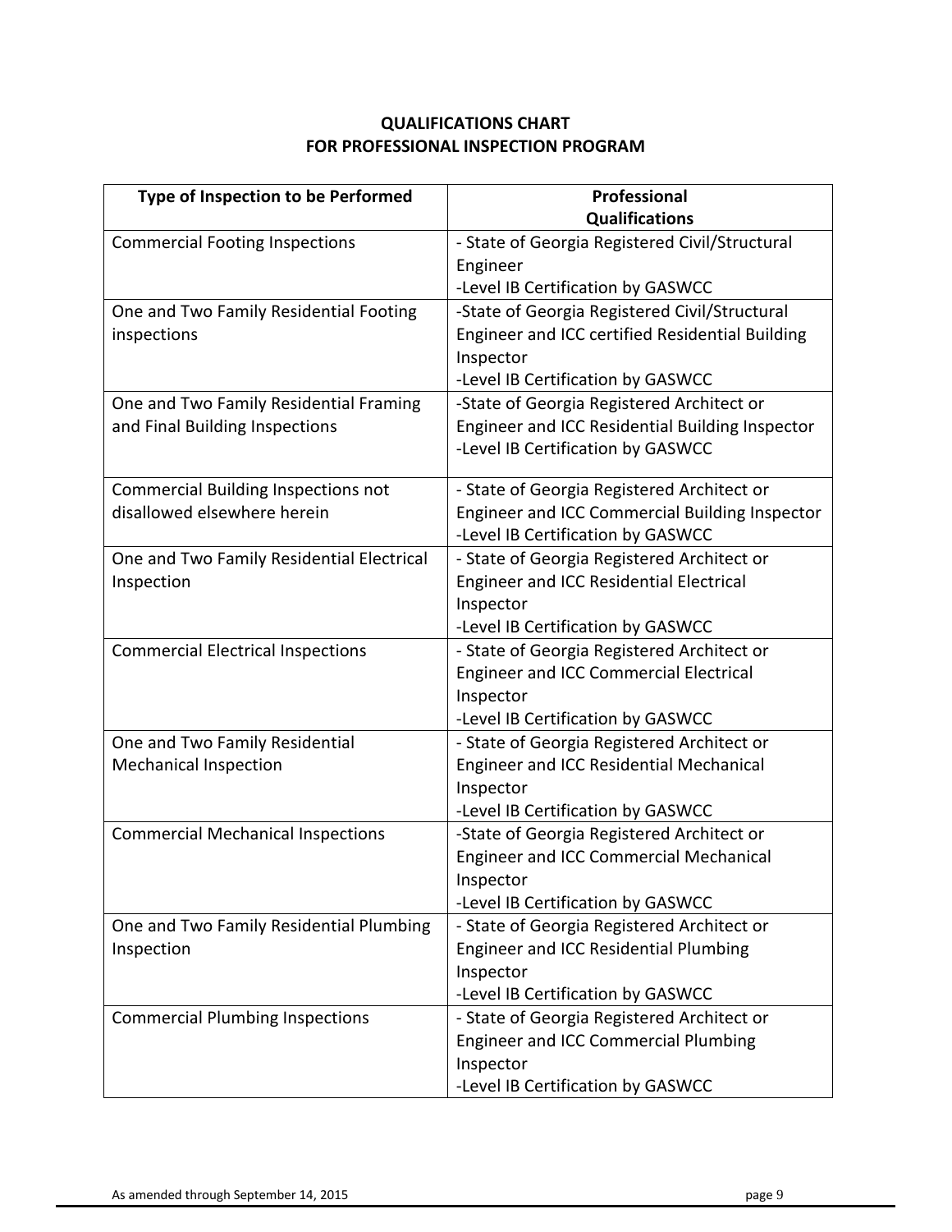## QUALIFICATIONS CHART
## FOR PROFESSIONAL INSPECTION PROGRAM

| Type of Inspection to be Performed | Professional Qualifications |
|---|---|
| Commercial Footing Inspections | - State of Georgia Registered Civil/Structural Engineer<br>-Level IB Certification by GASWCC |
| One and Two Family Residential Footing inspections | -State of Georgia Registered Civil/Structural Engineer and ICC certified Residential Building Inspector<br>-Level IB Certification by GASWCC |
| One and Two Family Residential Framing and Final Building Inspections | -State of Georgia Registered Architect or Engineer and ICC Residential Building Inspector<br>-Level IB Certification by GASWCC |
| Commercial Building Inspections not disallowed elsewhere herein | - State of Georgia Registered Architect or Engineer and ICC Commercial Building Inspector<br>-Level IB Certification by GASWCC |
| One and Two Family Residential Electrical Inspection | - State of Georgia Registered Architect or Engineer and ICC Residential Electrical Inspector<br>-Level IB Certification by GASWCC |
| Commercial Electrical Inspections | - State of Georgia Registered Architect or Engineer and ICC Commercial Electrical Inspector<br>-Level IB Certification by GASWCC |
| One and Two Family Residential Mechanical Inspection | - State of Georgia Registered Architect or Engineer and ICC Residential Mechanical Inspector<br>-Level IB Certification by GASWCC |
| Commercial Mechanical Inspections | -State of Georgia Registered Architect or Engineer and ICC Commercial Mechanical Inspector<br>-Level IB Certification by GASWCC |
| One and Two Family Residential Plumbing Inspection | - State of Georgia Registered Architect or Engineer and ICC Residential Plumbing Inspector<br>-Level IB Certification by GASWCC |
| Commercial Plumbing Inspections | - State of Georgia Registered Architect or Engineer and ICC Commercial Plumbing Inspector<br>-Level IB Certification by GASWCC |

As amended through September 14, 2015